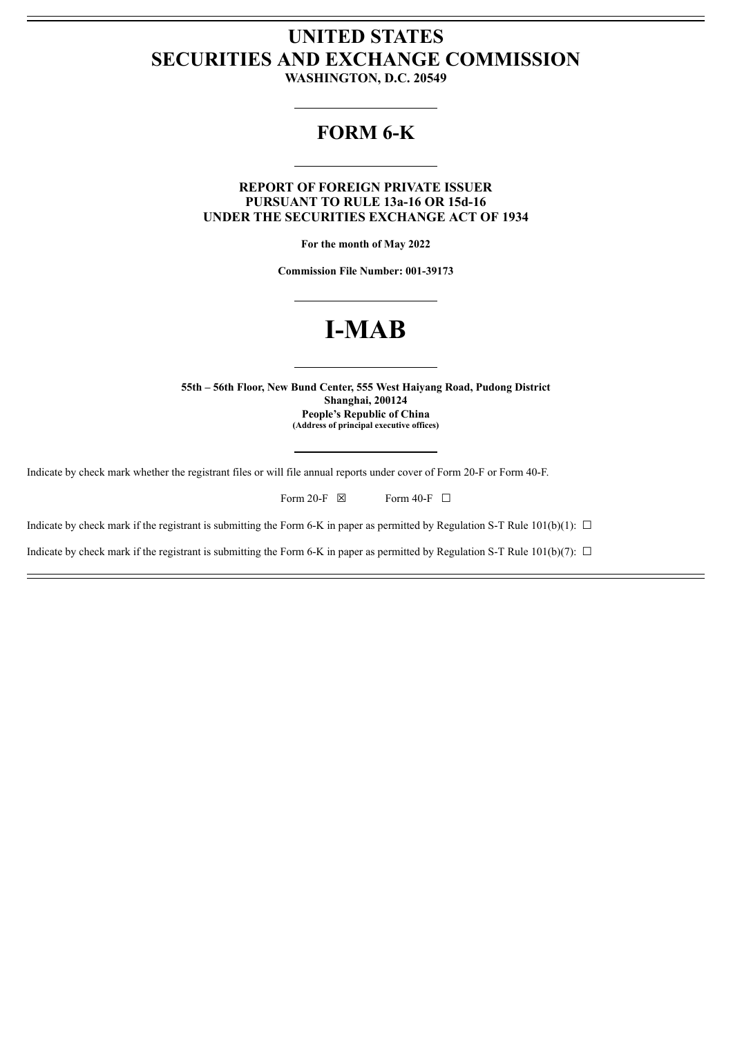# UNITED STATES
# SECURITIES AND EXCHANGE COMMISSION

**WASHINGTON, D.C. 20549**

---

## FORM 6-K

---

**REPORT OF FOREIGN PRIVATE ISSUER**
**PURSUANT TO RULE 13a-16 OR 15d-16**
**UNDER THE SECURITIES EXCHANGE ACT OF 1934**

**For the month of May 2022**

**Commission File Number: 001-39173**

---

# I-MAB

---

**55th – 56th Floor, New Bund Center, 555 West Haiyang Road, Pudong District**
**Shanghai, 200124**
**People's Republic of China**
**(Address of principal executive offices)**

---

Indicate by check mark whether the registrant files or will file annual reports under cover of Form 20-F or Form 40-F.

Form 20-F ☒ Form 40-F ☐

Indicate by check mark if the registrant is submitting the Form 6-K in paper as permitted by Regulation S-T Rule 101(b)(1): ☐

Indicate by check mark if the registrant is submitting the Form 6-K in paper as permitted by Regulation S-T Rule 101(b)(7): ☐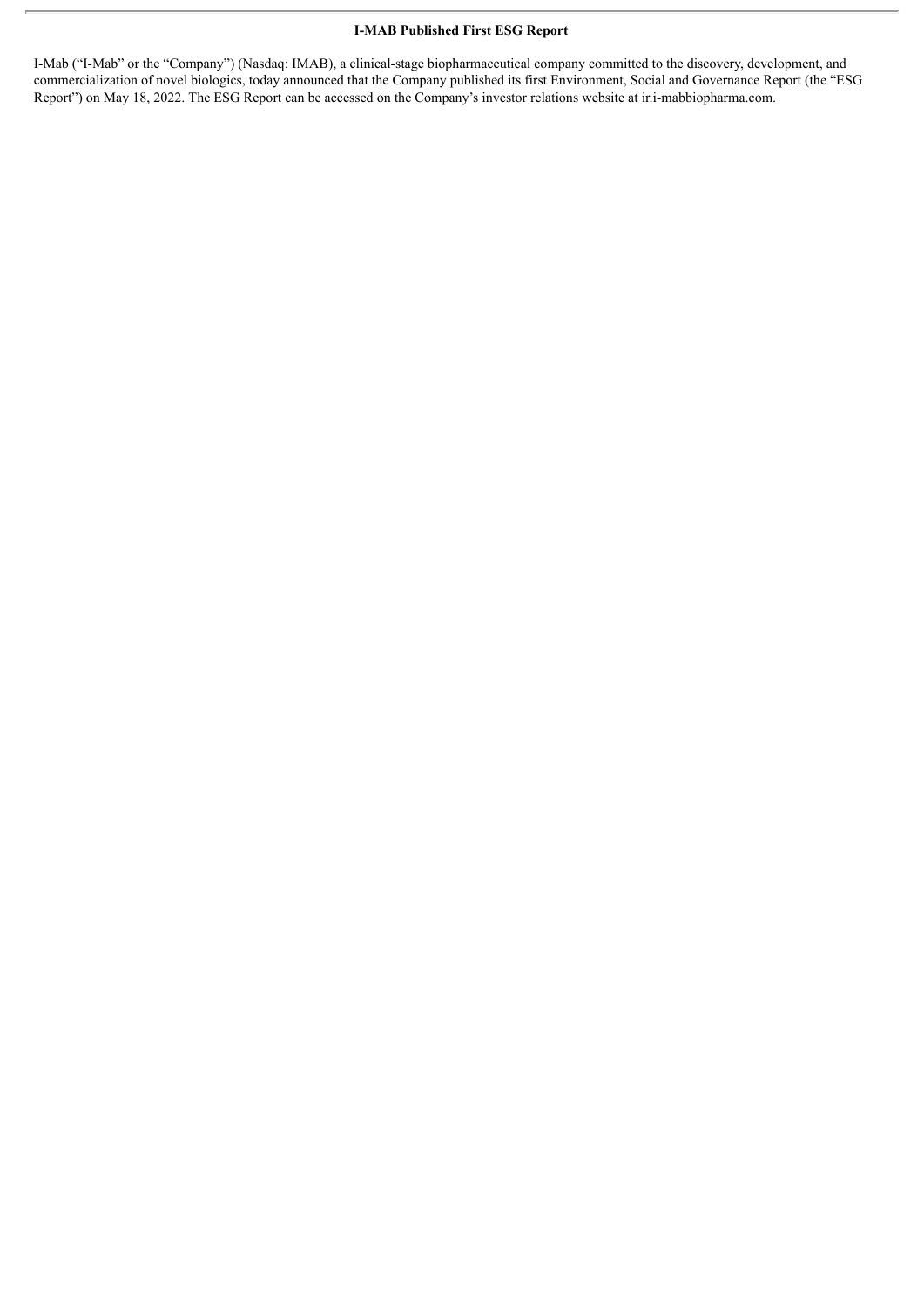# I-MAB Published First ESG Report

I-Mab ("I-Mab" or the "Company") (Nasdaq: IMAB), a clinical-stage biopharmaceutical company committed to the discovery, development, and commercialization of novel biologics, today announced that the Company published its first Environment, Social and Governance Report (the "ESG Report") on May 18, 2022. The ESG Report can be accessed on the Company's investor relations website at ir.i-mabbiopharma.com.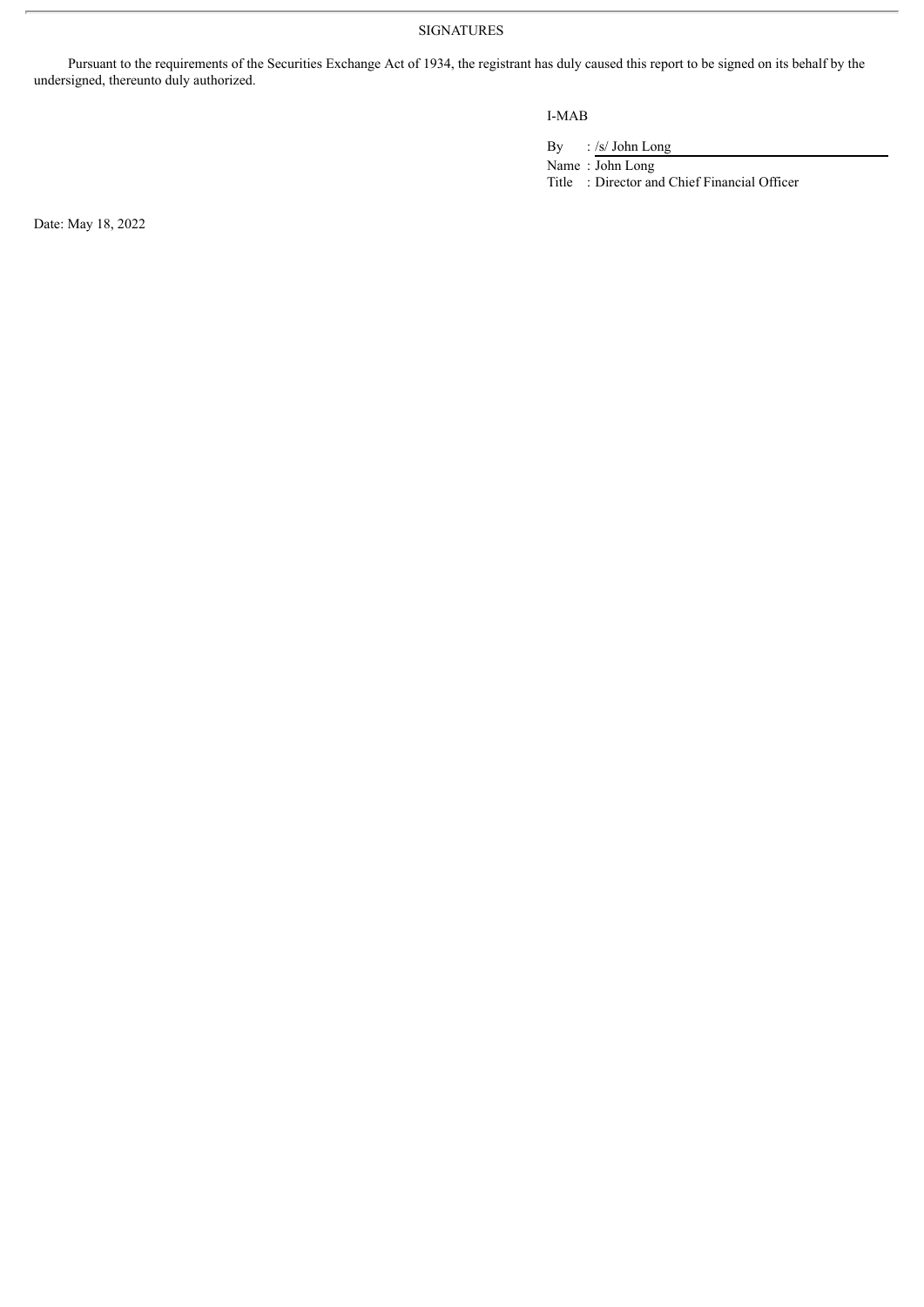SIGNATURES

Pursuant to the requirements of the Securities Exchange Act of 1934, the registrant has duly caused this report to be signed on its behalf by the undersigned, thereunto duly authorized.

I-MAB

By : /s/ John Long

Name : John Long

Title : Director and Chief Financial Officer

Date: May 18, 2022